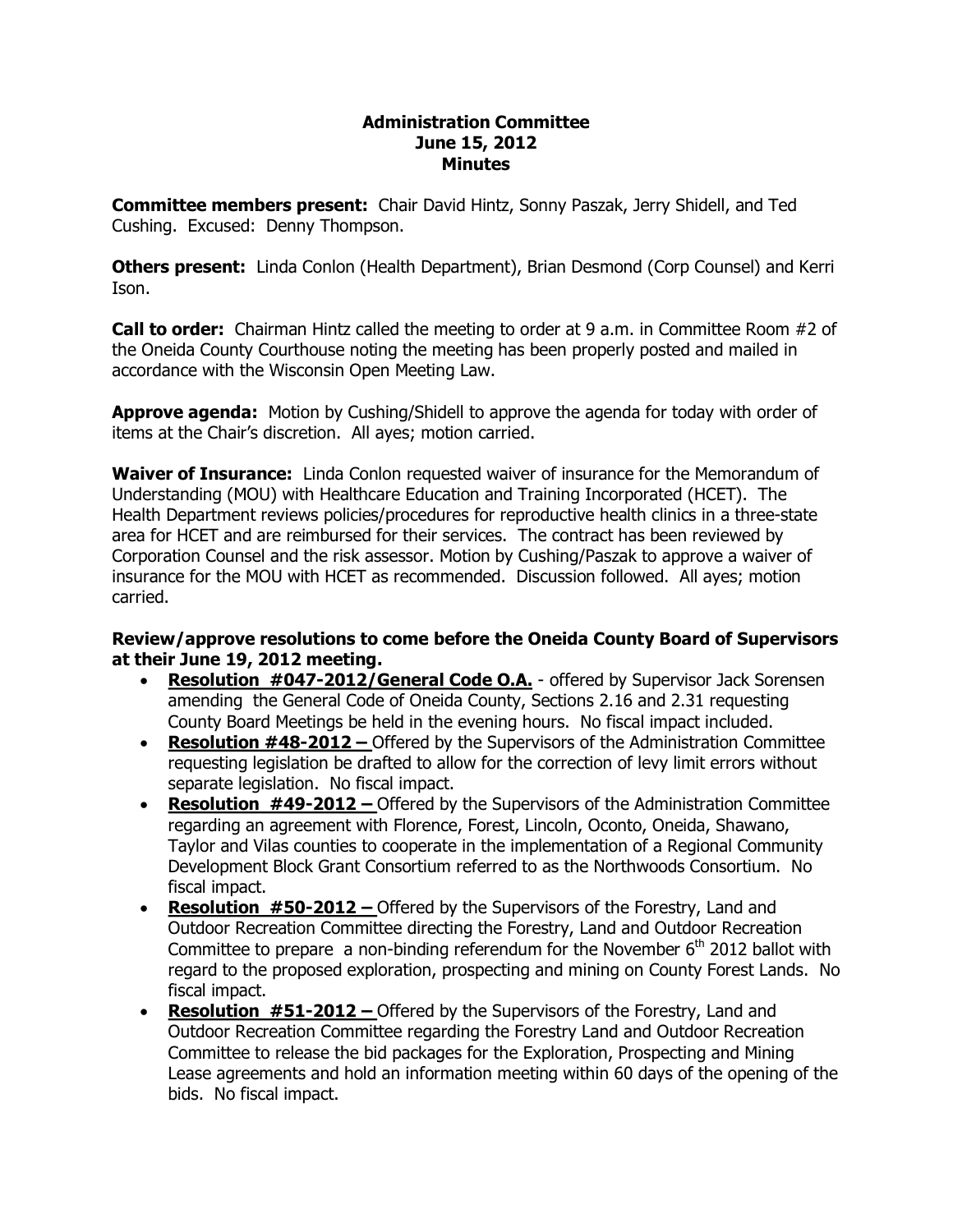**Administration Committee**
**June 15, 2012**
**Minutes**

**Committee members present:** Chair David Hintz, Sonny Paszak, Jerry Shidell, and Ted Cushing. Excused: Denny Thompson.

**Others present:** Linda Conlon (Health Department), Brian Desmond (Corp Counsel) and Kerri Ison.

**Call to order:** Chairman Hintz called the meeting to order at 9 a.m. in Committee Room #2 of the Oneida County Courthouse noting the meeting has been properly posted and mailed in accordance with the Wisconsin Open Meeting Law.

**Approve agenda:** Motion by Cushing/Shidell to approve the agenda for today with order of items at the Chair's discretion. All ayes; motion carried.

**Waiver of Insurance:** Linda Conlon requested waiver of insurance for the Memorandum of Understanding (MOU) with Healthcare Education and Training Incorporated (HCET). The Health Department reviews policies/procedures for reproductive health clinics in a three-state area for HCET and are reimbursed for their services. The contract has been reviewed by Corporation Counsel and the risk assessor. Motion by Cushing/Paszak to approve a waiver of insurance for the MOU with HCET as recommended. Discussion followed. All ayes; motion carried.

**Review/approve resolutions to come before the Oneida County Board of Supervisors at their June 19, 2012 meeting.**

- **Resolution #047-2012/General Code O.A.** - offered by Supervisor Jack Sorensen amending the General Code of Oneida County, Sections 2.16 and 2.31 requesting County Board Meetings be held in the evening hours. No fiscal impact included.
- **Resolution #48-2012 –** Offered by the Supervisors of the Administration Committee requesting legislation be drafted to allow for the correction of levy limit errors without separate legislation. No fiscal impact.
- **Resolution #49-2012 –** Offered by the Supervisors of the Administration Committee regarding an agreement with Florence, Forest, Lincoln, Oconto, Oneida, Shawano, Taylor and Vilas counties to cooperate in the implementation of a Regional Community Development Block Grant Consortium referred to as the Northwoods Consortium. No fiscal impact.
- **Resolution #50-2012 –** Offered by the Supervisors of the Forestry, Land and Outdoor Recreation Committee directing the Forestry, Land and Outdoor Recreation Committee to prepare a non-binding referendum for the November 6th 2012 ballot with regard to the proposed exploration, prospecting and mining on County Forest Lands. No fiscal impact.
- **Resolution #51-2012 –** Offered by the Supervisors of the Forestry, Land and Outdoor Recreation Committee regarding the Forestry Land and Outdoor Recreation Committee to release the bid packages for the Exploration, Prospecting and Mining Lease agreements and hold an information meeting within 60 days of the opening of the bids. No fiscal impact.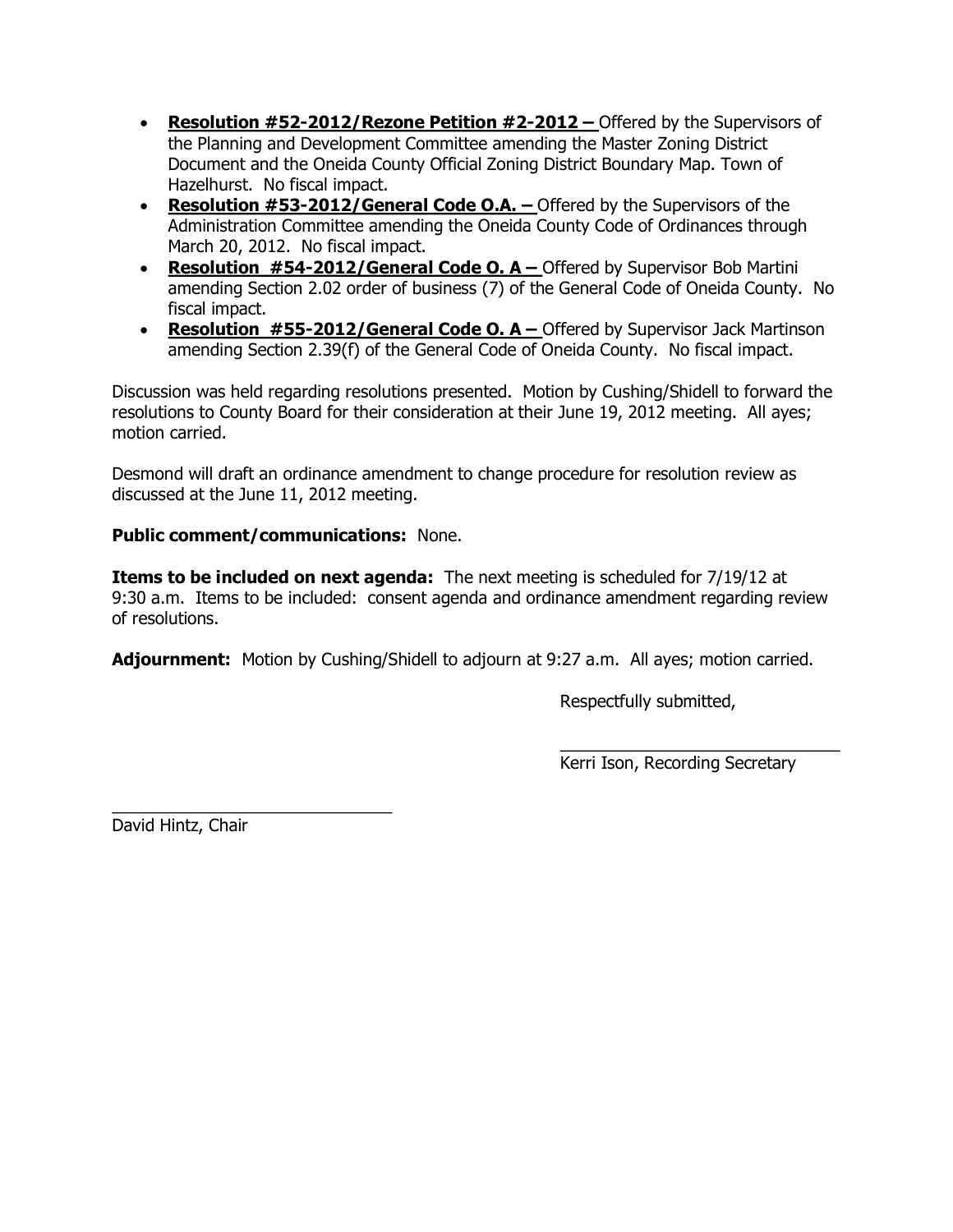- **Resolution #52-2012/Rezone Petition #2-2012 –** Offered by the Supervisors of the Planning and Development Committee amending the Master Zoning District Document and the Oneida County Official Zoning District Boundary Map. Town of Hazelhurst. No fiscal impact.
- **Resolution #53-2012/General Code O.A. –** Offered by the Supervisors of the Administration Committee amending the Oneida County Code of Ordinances through March 20, 2012. No fiscal impact.
- **Resolution #54-2012/General Code O. A –** Offered by Supervisor Bob Martini amending Section 2.02 order of business (7) of the General Code of Oneida County. No fiscal impact.
- **Resolution #55-2012/General Code O. A –** Offered by Supervisor Jack Martinson amending Section 2.39(f) of the General Code of Oneida County. No fiscal impact.

Discussion was held regarding resolutions presented. Motion by Cushing/Shidell to forward the resolutions to County Board for their consideration at their June 19, 2012 meeting. All ayes; motion carried.

Desmond will draft an ordinance amendment to change procedure for resolution review as discussed at the June 11, 2012 meeting.

**Public comment/communications:** None.

**Items to be included on next agenda:** The next meeting is scheduled for 7/19/12 at 9:30 a.m. Items to be included: consent agenda and ordinance amendment regarding review of resolutions.

**Adjournment:** Motion by Cushing/Shidell to adjourn at 9:27 a.m. All ayes; motion carried.

Respectfully submitted,

\_\_\_\_\_\_\_\_\_\_\_\_\_\_\_\_\_\_\_\_\_\_\_\_\_\_\_\_\_\_
Kerri Ison, Recording Secretary

\_\_\_\_\_\_\_\_\_\_\_\_\_\_\_\_\_\_\_\_\_\_\_\_\_\_\_\_\_\_
David Hintz, Chair